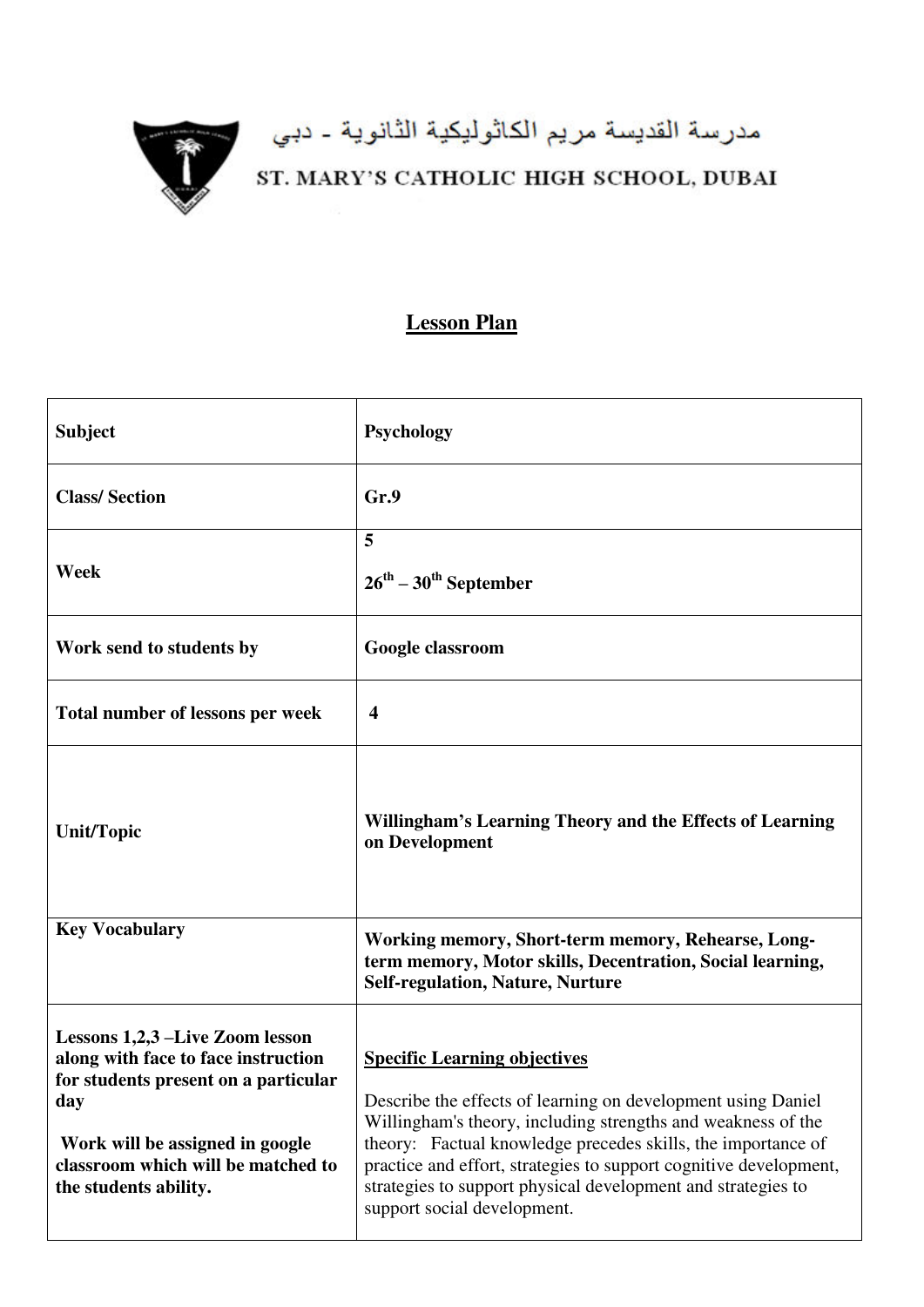مدرسة القديسة مريم الكاثوليكية الثانوية - دبي

ST. MARY'S CATHOLIC HIGH SCHOOL, DUBAI

# Lesson Plan

| Subject | Psychology |
| --- | --- |
| Class/ Section | Gr.9 |
| Week | 5<br>26th – 30th September |
| Work send to students by | Google classroom |
| Total number of lessons per week | 4 |
| Unit/Topic | Willingham's Learning Theory and the Effects of Learning on Development |
| Key Vocabulary | Working memory, Short-term memory, Rehearse, Long-term memory, Motor skills, Decentration, Social learning, Self-regulation, Nature, Nurture |
| **Lessons 1,2,3 –Live Zoom lesson along with face to face instruction for students present on a particular day**<br><br>**Work will be assigned in google classroom which will be matched to the students ability.** | **Specific Learning objectives**<br><br>Describe the effects of learning on development using Daniel Willingham's theory, including strengths and weakness of the theory: Factual knowledge precedes skills, the importance of practice and effort, strategies to support cognitive development, strategies to support physical development and strategies to support social development. |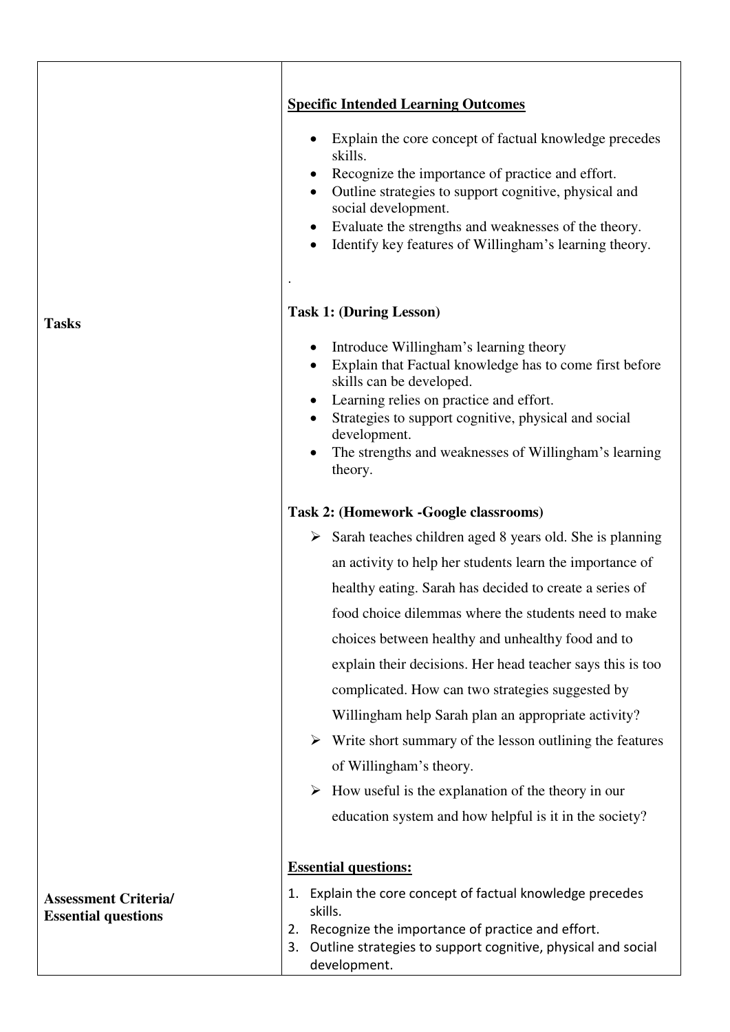| | |
|---|---|
| | **Specific Intended Learning Outcomes**<br><br>• Explain the core concept of factual knowledge precedes skills.<br>• Recognize the importance of practice and effort.<br>• Outline strategies to support cognitive, physical and social development.<br>• Evaluate the strengths and weaknesses of the theory.<br>• Identify key features of Willingham's learning theory.<br><br>. |
| **Tasks** | **Task 1: (During Lesson)**<br><br>• Introduce Willingham's learning theory<br>• Explain that Factual knowledge has to come first before skills can be developed.<br>• Learning relies on practice and effort.<br>• Strategies to support cognitive, physical and social development.<br>• The strengths and weaknesses of Willingham's learning theory.<br><br>**Task 2: (Homework -Google classrooms)**<br><br>➢ Sarah teaches children aged 8 years old. She is planning an activity to help her students learn the importance of healthy eating. Sarah has decided to create a series of food choice dilemmas where the students need to make choices between healthy and unhealthy food and to explain their decisions. Her head teacher says this is too complicated. How can two strategies suggested by Willingham help Sarah plan an appropriate activity?<br>➢ Write short summary of the lesson outlining the features of Willingham's theory.<br>➢ How useful is the explanation of the theory in our education system and how helpful is it in the society? |
| **Assessment Criteria/ Essential questions** | **Essential questions:**<br><br>1. Explain the core concept of factual knowledge precedes skills.<br>2. Recognize the importance of practice and effort.<br>3. Outline strategies to support cognitive, physical and social development. |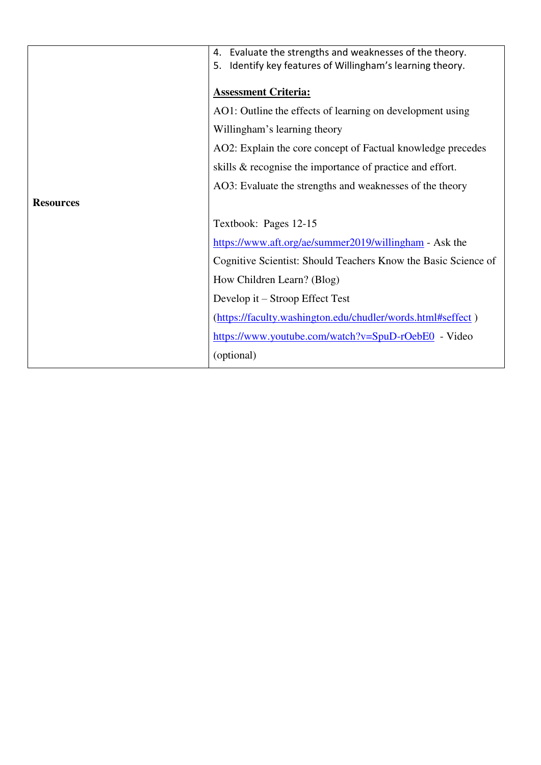| | |
|---|---|
| Resources | 4. Evaluate the strengths and weaknesses of the theory.<br>5. Identify key features of Willingham's learning theory.<br><br>**Assessment Criteria:**<br>AO1: Outline the effects of learning on development using Willingham's learning theory<br>AO2: Explain the core concept of Factual knowledge precedes skills & recognise the importance of practice and effort.<br>AO3: Evaluate the strengths and weaknesses of the theory<br><br>Textbook: Pages 12-15<br>https://www.aft.org/ae/summer2019/willingham - Ask the Cognitive Scientist: Should Teachers Know the Basic Science of How Children Learn? (Blog)<br>Develop it – Stroop Effect Test<br>(https://faculty.washington.edu/chudler/words.html#seffect )<br>https://www.youtube.com/watch?v=SpuD-rOebE0 - Video (optional) |